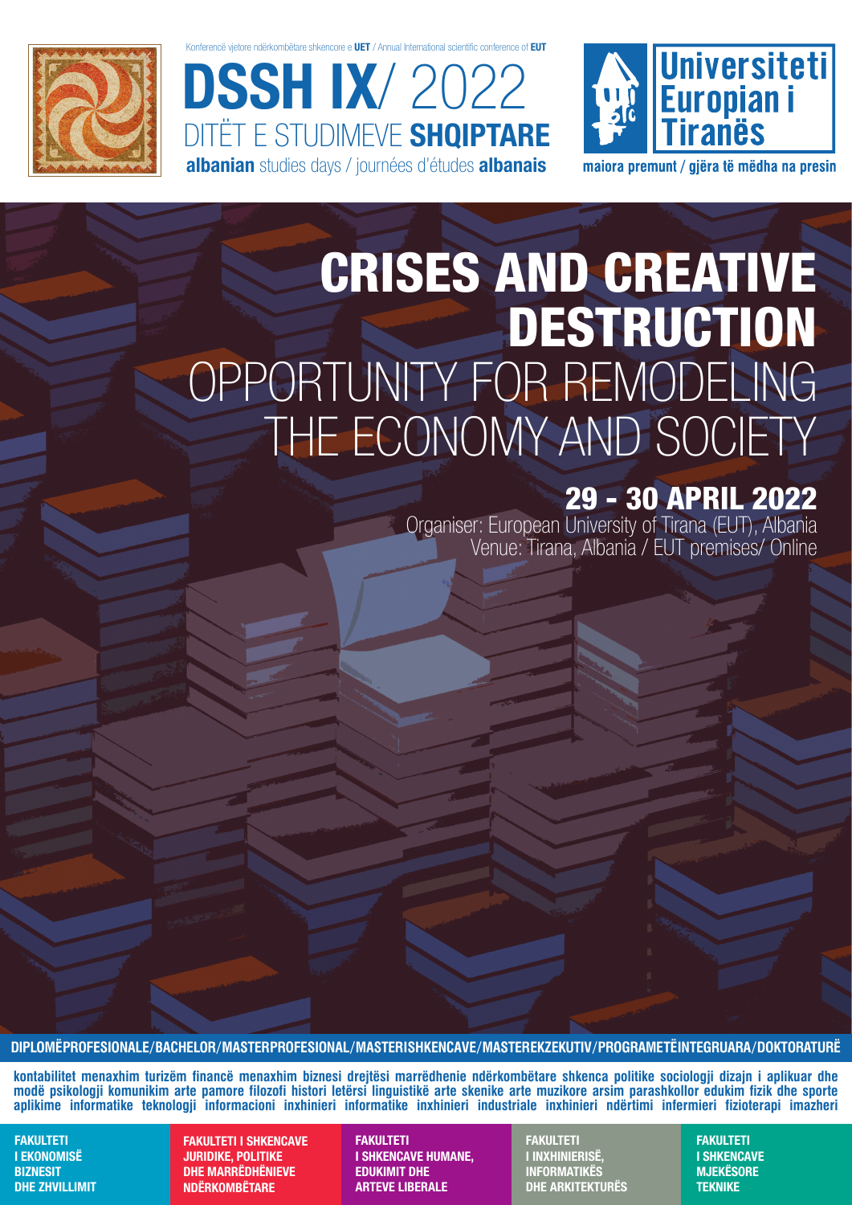Konferencë vjetore ndërkombëtare shkencore e **UET** / Annual International scientific conference of **EUT**

# DSSH IX/ 2022

DITËT E STUDIMEVE **SHQIPTARE**

**albanian** studies days / journées d'études **albanais**

**Universiteti Europian i Tiranës**

**maiora premunt / gjëra të mëdha na presin**

# CRISES AND CREATIVE DESTRUCTION

## OPPORTUNITY FOR REMODELING THE ECONOMY AND SOCIETY

## 29 - 30 APRIL 2022

Organiser: European University of Tirana (EUT), Albania

Venue: Tirana, Albania / EUT premises/ Online

**DIPLOMËPROFESIONALE/BACHELOR/MASTERPROFESIONAL/MASTERISHKENCAVE/MASTEREKZEKUTIV/PROGRAMETËINTEGRUARA/DOKTORATURË**

**kontabilitet menaxhim turizëm financë menaxhim biznesi drejtësi marrëdhenie ndërkombëtare shkenca politike sociologji dizajn i aplikuar dhe modë psikologji komunikim arte pamore filozofi histori letërsi linguistikë arte skenike arte muzikore arsim parashkollor edukim fizik dhe sporte aplikime informatike teknologji informacioni inxhinieri informatike inxhinieri industriale inxhinieri ndërtimi infermieri fizioterapi imazheri**

**FAKULTETI I EKONOMISË BIZNESIT DHE ZHVILLIMIT**

**FAKULTETI I SHKENCAVE JURIDIKE, POLITIKE DHE MARRËDHËNIEVE NDËRKOMBËTARE**

**FAKULTETI I SHKENCAVE HUMANE, EDUKIMIT DHE ARTEVE LIBERALE**

**FAKULTETI I INXHINIERISË, INFORMATIKËS DHE ARKITEKTURËS**

**FAKULTETI I SHKENCAVE MJEKËSORE TEKNIKE**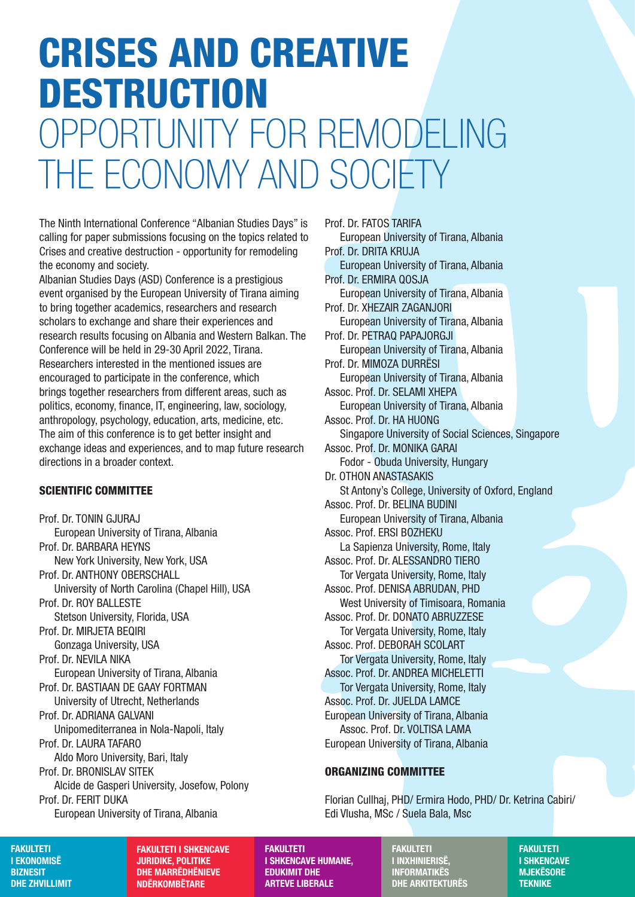# CRISES AND CREATIVE DESTRUCTION

# OPPORTUNITY FOR REMODELING THE ECONOMY AND SOCIETY

The Ninth International Conference "Albanian Studies Days" is calling for paper submissions focusing on the topics related to Crises and creative destruction - opportunity for remodeling the economy and society.

Albanian Studies Days (ASD) Conference is a prestigious event organised by the European University of Tirana aiming to bring together academics, researchers and research scholars to exchange and share their experiences and research results focusing on Albania and Western Balkan. The Conference will be held in 29-30 April 2022, Tirana. Researchers interested in the mentioned issues are encouraged to participate in the conference, which brings together researchers from different areas, such as politics, economy, finance, IT, engineering, law, sociology, anthropology, psychology, education, arts, medicine, etc. The aim of this conference is to get better insight and exchange ideas and experiences, and to map future research directions in a broader context.

## SCIENTIFIC COMMITTEE

Prof. Dr. TONIN GJURAJ
European University of Tirana, Albania

Prof. Dr. BARBARA HEYNS
New York University, New York, USA

Prof. Dr. ANTHONY OBERSCHALL
University of North Carolina (Chapel Hill), USA

Prof. Dr. ROY BALLESTE
Stetson University, Florida, USA

Prof. Dr. MIRJETA BEQIRI
Gonzaga University, USA

Prof. Dr. NEVILA NIKA
European University of Tirana, Albania

Prof. Dr. BASTIAAN DE GAAY FORTMAN
University of Utrecht, Netherlands

Prof. Dr. ADRIANA GALVANI
Unipomediterranea in Nola-Napoli, Italy

Prof. Dr. LAURA TAFARO
Aldo Moro University, Bari, Italy

Prof. Dr. BRONISLAV SITEK
Alcide de Gasperi University, Josefow, Polony

Prof. Dr. FERIT DUKA
European University of Tirana, Albania

Prof. Dr. FATOS TARIFA
European University of Tirana, Albania

Prof. Dr. DRITA KRUJA
European University of Tirana, Albania

Prof. Dr. ERMIRA QOSJA
European University of Tirana, Albania

Prof. Dr. XHEZAIR ZAGANJORI
European University of Tirana, Albania

Prof. Dr. PETRAQ PAPAJORGJI
European University of Tirana, Albania

Prof. Dr. MIMOZA DURRËSI
European University of Tirana, Albania

Assoc. Prof. Dr. SELAMI XHEPA
European University of Tirana, Albania

Assoc. Prof. Dr. HA HUONG
Singapore University of Social Sciences, Singapore

Assoc. Prof. Dr. MONIKA GARAI
Fodor - Obuda University, Hungary

Dr. OTHON ANASTASAKIS
St Antony's College, University of Oxford, England

Assoc. Prof. Dr. BELINA BUDINI
European University of Tirana, Albania

Assoc. Prof. ERSI BOZHEKU
La Sapienza University, Rome, Italy

Assoc. Prof. Dr. ALESSANDRO TIERO
Tor Vergata University, Rome, Italy

Assoc. Prof. DENISA ABRUDAN, PHD
West University of Timisoara, Romania

Assoc. Prof. Dr. DONATO ABRUZZESE
Tor Vergata University, Rome, Italy

Assoc. Prof. DEBORAH SCOLART
Tor Vergata University, Rome, Italy

Assoc. Prof. Dr. ANDREA MICHELETTI
Tor Vergata University, Rome, Italy

Assoc. Prof. Dr. JUELDA LAMCE
European University of Tirana, Albania

Assoc. Prof. Dr. VOLTISA LAMA
European University of Tirana, Albania

## ORGANIZING COMMITTEE

Florian Cullhaj, PHD/ Ermira Hodo, PHD/ Dr. Ketrina Cabiri/ Edi Vlusha, MSc / Suela Bala, Msc

**FAKULTETI I EKONOMISË BIZNESIT DHE ZHVILLIMIT**

**FAKULTETI I SHKENCAVE JURIDIKE, POLITIKE DHE MARRËDHËNIEVE NDËRKOMBËTARE**

**FAKULTETI I SHKENCAVE HUMANE, EDUKIMIT DHE ARTEVE LIBERALE**

**FAKULTETI I INXHINIERISË, INFORMATIKËS DHE ARKITEKTURËS**

**FAKULTETI I SHKENCAVE MJEKËSORE TEKNIKE**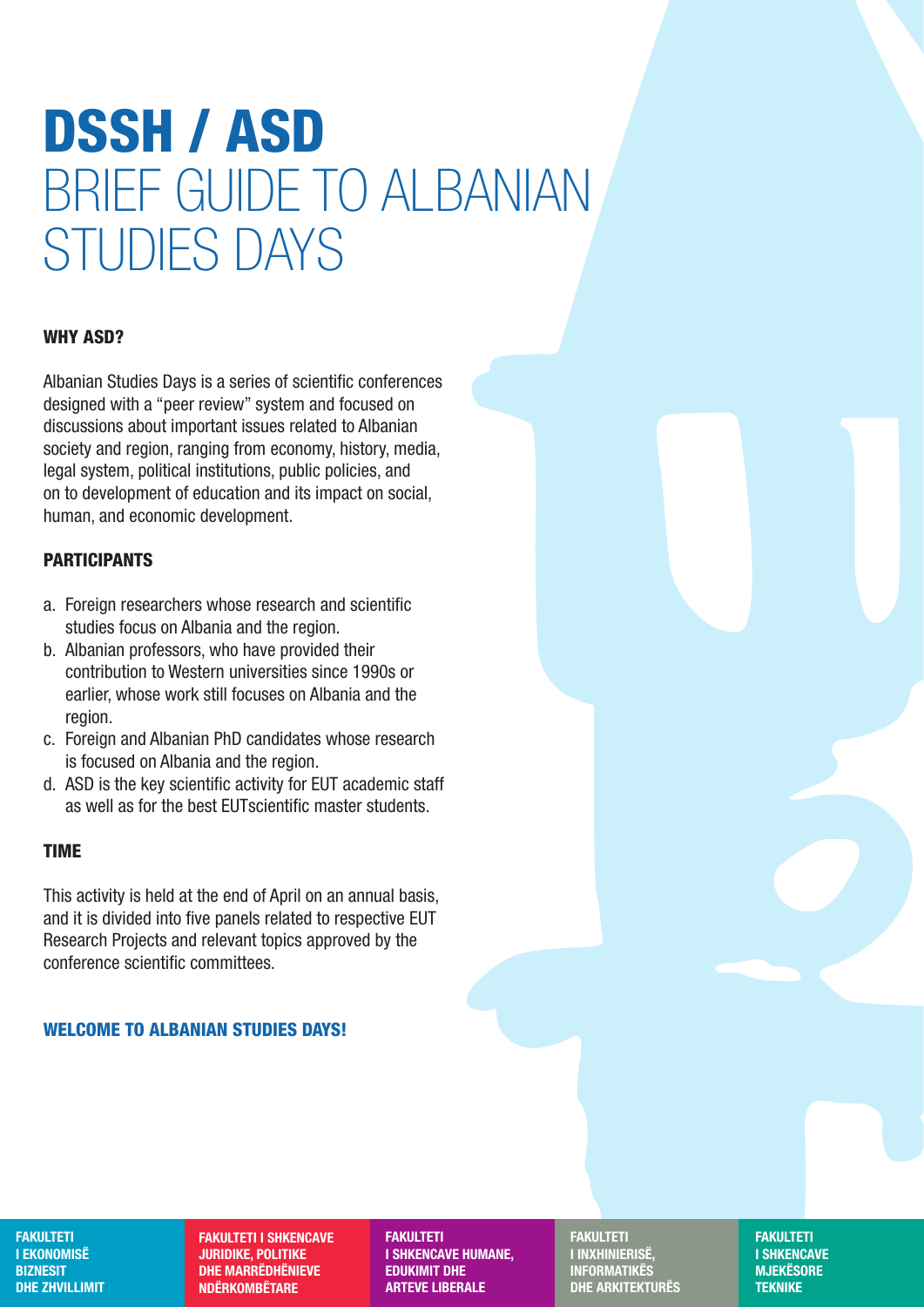# DSSH / ASD
## BRIEF GUIDE TO ALBANIAN STUDIES DAYS

### WHY ASD?

Albanian Studies Days is a series of scientific conferences designed with a "peer review" system and focused on discussions about important issues related to Albanian society and region, ranging from economy, history, media, legal system, political institutions, public policies, and on to development of education and its impact on social, human, and economic development.

### PARTICIPANTS

a. Foreign researchers whose research and scientific studies focus on Albania and the region.
b. Albanian professors, who have provided their contribution to Western universities since 1990s or earlier, whose work still focuses on Albania and the region.
c. Foreign and Albanian PhD candidates whose research is focused on Albania and the region.
d. ASD is the key scientific activity for EUT academic staff as well as for the best EUTscientific master students.

### TIME

This activity is held at the end of April on an annual basis, and it is divided into five panels related to respective EUT Research Projects and relevant topics approved by the conference scientific committees.

**WELCOME TO ALBANIAN STUDIES DAYS!**

**FAKULTETI I EKONOMISË BIZNESIT DHE ZHVILLIMIT**

**FAKULTETI I SHKENCAVE JURIDIKE, POLITIKE DHE MARRËDHËNIEVE NDËRKOMBËTARE**

**FAKULTETI I SHKENCAVE HUMANE, EDUKIMIT DHE ARTEVE LIBERALE**

**FAKULTETI I INXHINIERISË, INFORMATIKËS DHE ARKITEKTURËS**

**FAKULTETI I SHKENCAVE MJEKËSORE TEKNIKE**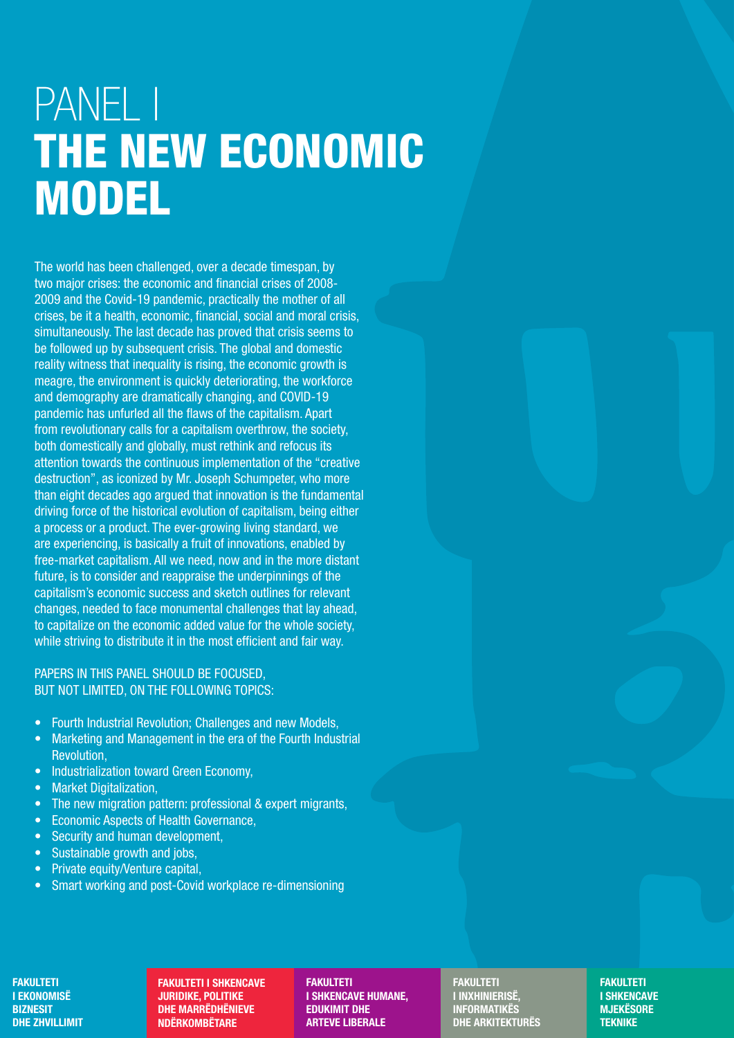# PANEL I
# THE NEW ECONOMIC MODEL

The world has been challenged, over a decade timespan, by two major crises: the economic and financial crises of 2008-2009 and the Covid-19 pandemic, practically the mother of all crises, be it a health, economic, financial, social and moral crisis, simultaneously. The last decade has proved that crisis seems to be followed up by subsequent crisis. The global and domestic reality witness that inequality is rising, the economic growth is meagre, the environment is quickly deteriorating, the workforce and demography are dramatically changing, and COVID-19 pandemic has unfurled all the flaws of the capitalism. Apart from revolutionary calls for a capitalism overthrow, the society, both domestically and globally, must rethink and refocus its attention towards the continuous implementation of the "creative destruction", as iconized by Mr. Joseph Schumpeter, who more than eight decades ago argued that innovation is the fundamental driving force of the historical evolution of capitalism, being either a process or a product. The ever-growing living standard, we are experiencing, is basically a fruit of innovations, enabled by free-market capitalism. All we need, now and in the more distant future, is to consider and reappraise the underpinnings of the capitalism's economic success and sketch outlines for relevant changes, needed to face monumental challenges that lay ahead, to capitalize on the economic added value for the whole society, while striving to distribute it in the most efficient and fair way.

PAPERS IN THIS PANEL SHOULD BE FOCUSED, BUT NOT LIMITED, ON THE FOLLOWING TOPICS:

- Fourth Industrial Revolution; Challenges and new Models,
- Marketing and Management in the era of the Fourth Industrial Revolution,
- Industrialization toward Green Economy,
- Market Digitalization,
- The new migration pattern: professional & expert migrants,
- Economic Aspects of Health Governance,
- Security and human development,
- Sustainable growth and jobs,
- Private equity/Venture capital,
- Smart working and post-Covid workplace re-dimensioning

**FAKULTETI I EKONOMISË BIZNESIT DHE ZHVILLIMIT**

**FAKULTETI I SHKENCAVE JURIDIKE, POLITIKE DHE MARRËDHËNIEVE NDËRKOMBËTARE**

**FAKULTETI I SHKENCAVE HUMANE, EDUKIMIT DHE ARTEVE LIBERALE**

**FAKULTETI I INXHINIERISË, INFORMATIKËS DHE ARKITEKTURËS**

**FAKULTETI I SHKENCAVE MJEKËSORE TEKNIKE**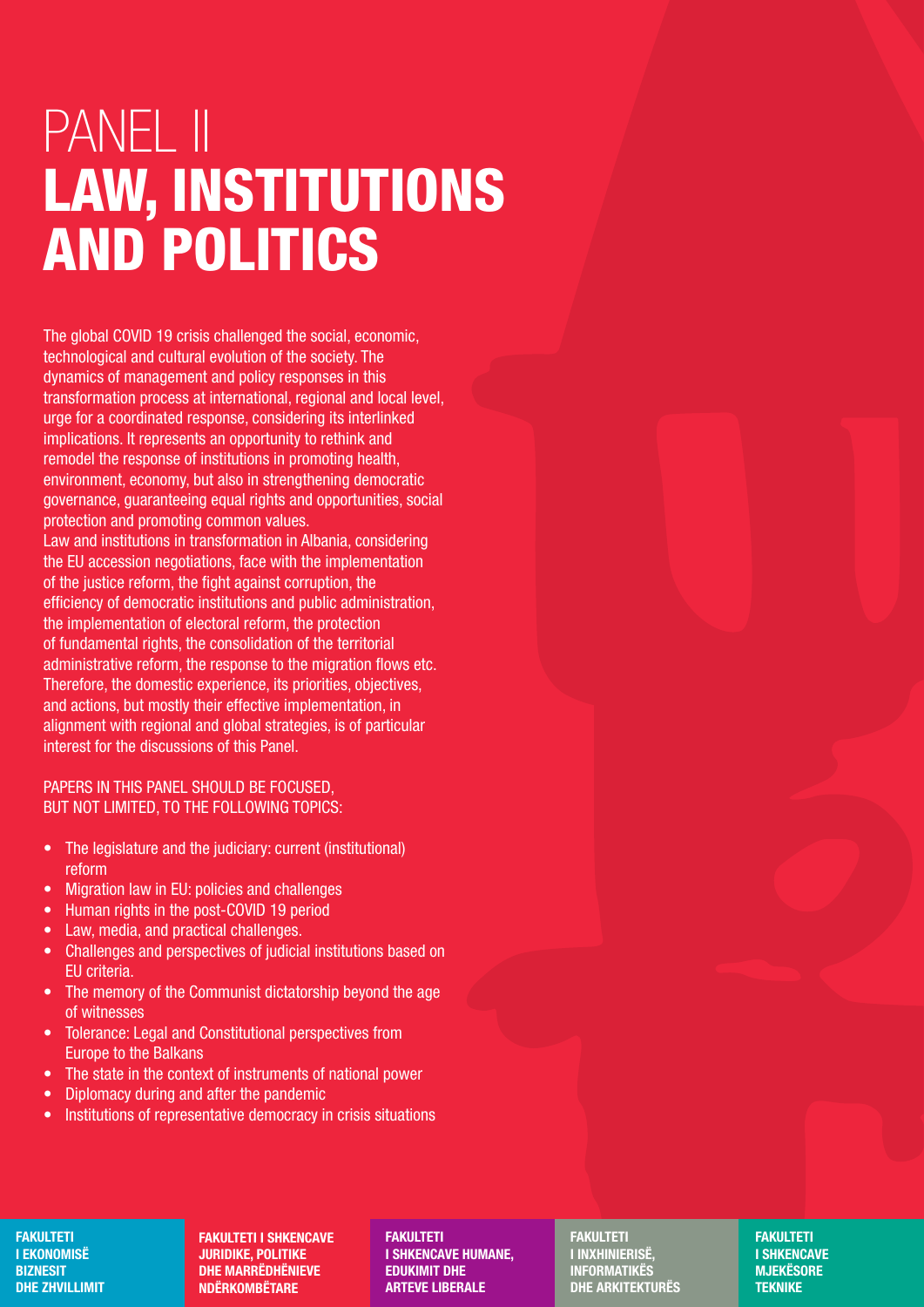# PANEL II
# LAW, INSTITUTIONS AND POLITICS

The global COVID 19 crisis challenged the social, economic, technological and cultural evolution of the society. The dynamics of management and policy responses in this transformation process at international, regional and local level, urge for a coordinated response, considering its interlinked implications. It represents an opportunity to rethink and remodel the response of institutions in promoting health, environment, economy, but also in strengthening democratic governance, guaranteeing equal rights and opportunities, social protection and promoting common values.
Law and institutions in transformation in Albania, considering the EU accession negotiations, face with the implementation of the justice reform, the fight against corruption, the efficiency of democratic institutions and public administration, the implementation of electoral reform, the protection of fundamental rights, the consolidation of the territorial administrative reform, the response to the migration flows etc. Therefore, the domestic experience, its priorities, objectives, and actions, but mostly their effective implementation, in alignment with regional and global strategies, is of particular interest for the discussions of this Panel.

PAPERS IN THIS PANEL SHOULD BE FOCUSED, BUT NOT LIMITED, TO THE FOLLOWING TOPICS:

- The legislature and the judiciary: current (institutional) reform
- Migration law in EU: policies and challenges
- Human rights in the post-COVID 19 period
- Law, media, and practical challenges.
- Challenges and perspectives of judicial institutions based on EU criteria.
- The memory of the Communist dictatorship beyond the age of witnesses
- Tolerance: Legal and Constitutional perspectives from Europe to the Balkans
- The state in the context of instruments of national power
- Diplomacy during and after the pandemic
- Institutions of representative democracy in crisis situations

**FAKULTETI I EKONOMISË BIZNESIT DHE ZHVILLIMIT**

**FAKULTETI I SHKENCAVE JURIDIKE, POLITIKE DHE MARRËDHËNIEVE NDËRKOMBËTARE**

**FAKULTETI I SHKENCAVE HUMANE, EDUKIMIT DHE ARTEVE LIBERALE**

**FAKULTETI I INXHINIERISË, INFORMATIKËS DHE ARKITEKTURËS**

**FAKULTETI I SHKENCAVE MJEKËSORE TEKNIKE**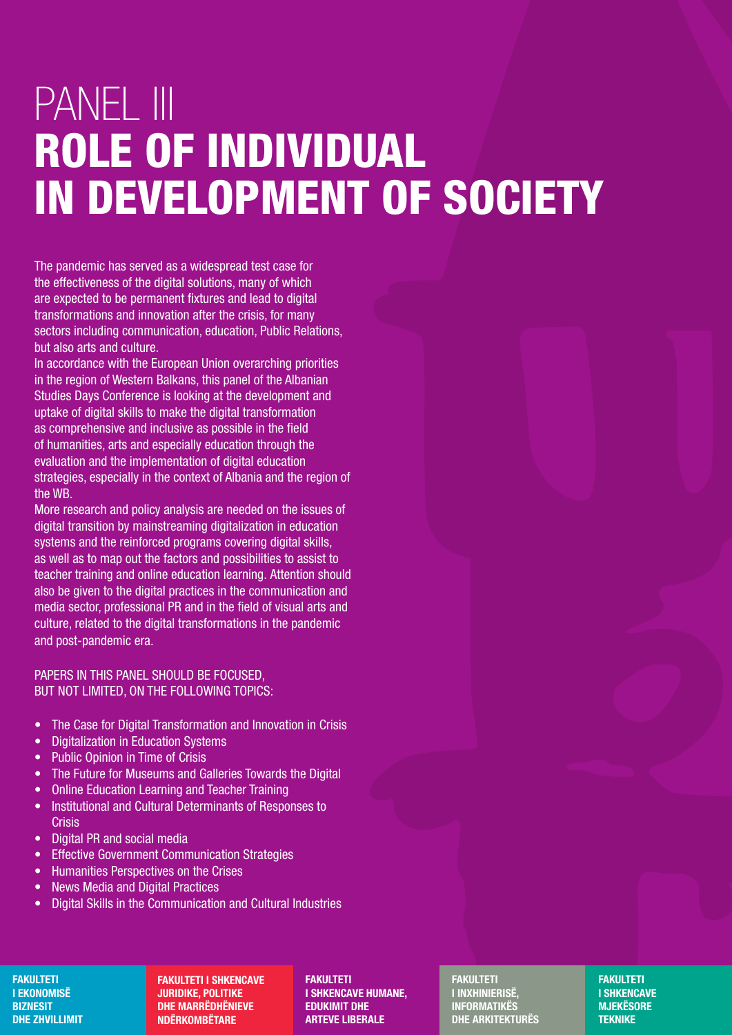# PANEL III
# ROLE OF INDIVIDUAL IN DEVELOPMENT OF SOCIETY

The pandemic has served as a widespread test case for the effectiveness of the digital solutions, many of which are expected to be permanent fixtures and lead to digital transformations and innovation after the crisis, for many sectors including communication, education, Public Relations, but also arts and culture.

In accordance with the European Union overarching priorities in the region of Western Balkans, this panel of the Albanian Studies Days Conference is looking at the development and uptake of digital skills to make the digital transformation as comprehensive and inclusive as possible in the field of humanities, arts and especially education through the evaluation and the implementation of digital education strategies, especially in the context of Albania and the region of the WB.

More research and policy analysis are needed on the issues of digital transition by mainstreaming digitalization in education systems and the reinforced programs covering digital skills, as well as to map out the factors and possibilities to assist to teacher training and online education learning. Attention should also be given to the digital practices in the communication and media sector, professional PR and in the field of visual arts and culture, related to the digital transformations in the pandemic and post-pandemic era.

PAPERS IN THIS PANEL SHOULD BE FOCUSED, BUT NOT LIMITED, ON THE FOLLOWING TOPICS:

- The Case for Digital Transformation and Innovation in Crisis
- Digitalization in Education Systems
- Public Opinion in Time of Crisis
- The Future for Museums and Galleries Towards the Digital
- Online Education Learning and Teacher Training
- Institutional and Cultural Determinants of Responses to Crisis
- Digital PR and social media
- Effective Government Communication Strategies
- Humanities Perspectives on the Crises
- News Media and Digital Practices
- Digital Skills in the Communication and Cultural Industries

**FAKULTETI I EKONOMISË BIZNESIT DHE ZHVILLIMIT**

**FAKULTETI I SHKENCAVE JURIDIKE, POLITIKE DHE MARRËDHËNIEVE NDËRKOMBËTARE**

**FAKULTETI I SHKENCAVE HUMANE, EDUKIMIT DHE ARTEVE LIBERALE**

**FAKULTETI I INXHINIERISË, INFORMATIKËS DHE ARKITEKTURËS**

**FAKULTETI I SHKENCAVE MJEKËSORE TEKNIKE**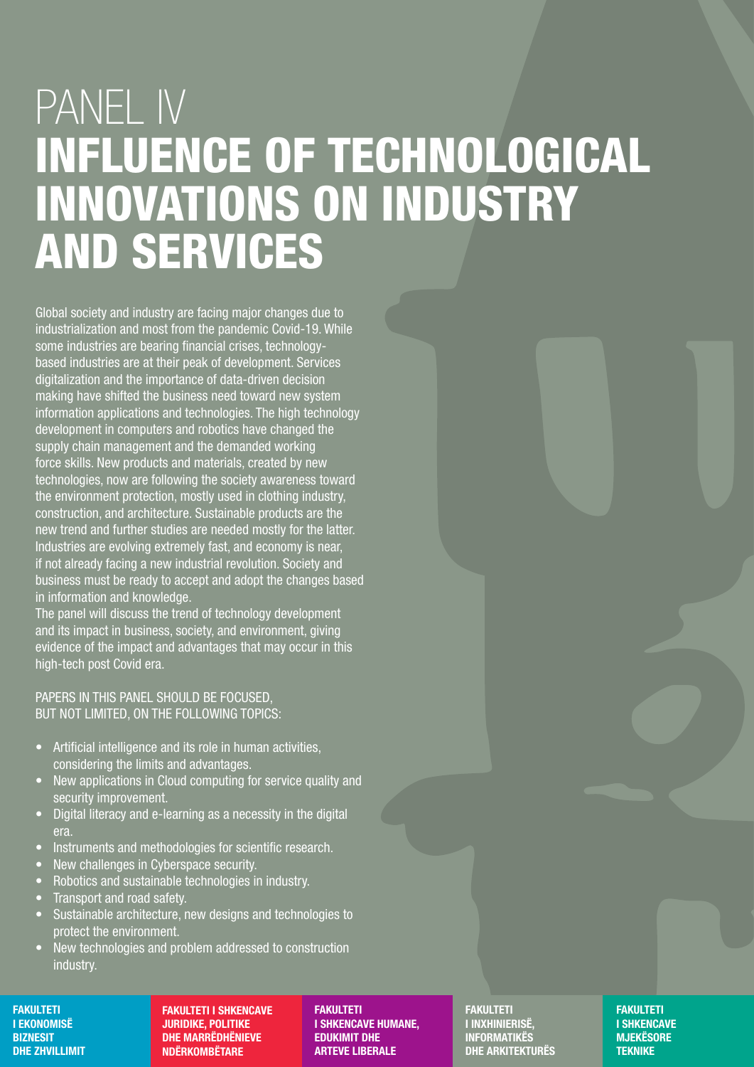# PANEL IV
# INFLUENCE OF TECHNOLOGICAL INNOVATIONS ON INDUSTRY AND SERVICES

Global society and industry are facing major changes due to industrialization and most from the pandemic Covid-19. While some industries are bearing financial crises, technology-based industries are at their peak of development. Services digitalization and the importance of data-driven decision making have shifted the business need toward new system information applications and technologies. The high technology development in computers and robotics have changed the supply chain management and the demanded working force skills. New products and materials, created by new technologies, now are following the society awareness toward the environment protection, mostly used in clothing industry, construction, and architecture. Sustainable products are the new trend and further studies are needed mostly for the latter. Industries are evolving extremely fast, and economy is near, if not already facing a new industrial revolution. Society and business must be ready to accept and adopt the changes based in information and knowledge.

The panel will discuss the trend of technology development and its impact in business, society, and environment, giving evidence of the impact and advantages that may occur in this high-tech post Covid era.

PAPERS IN THIS PANEL SHOULD BE FOCUSED, BUT NOT LIMITED, ON THE FOLLOWING TOPICS:

- Artificial intelligence and its role in human activities, considering the limits and advantages.
- New applications in Cloud computing for service quality and security improvement.
- Digital literacy and e-learning as a necessity in the digital era.
- Instruments and methodologies for scientific research.
- New challenges in Cyberspace security.
- Robotics and sustainable technologies in industry.
- Transport and road safety.
- Sustainable architecture, new designs and technologies to protect the environment.
- New technologies and problem addressed to construction industry.

**FAKULTETI I EKONOMISË BIZNESIT DHE ZHVILLIMIT**

**FAKULTETI I SHKENCAVE JURIDIKE, POLITIKE DHE MARRËDHËNIEVE NDËRKOMBËTARE**

**FAKULTETI I SHKENCAVE HUMANE, EDUKIMIT DHE ARTEVE LIBERALE**

**FAKULTETI I INXHINIERISË, INFORMATIKËS DHE ARKITEKTURËS**

**FAKULTETI I SHKENCAVE MJEKËSORE TEKNIKE**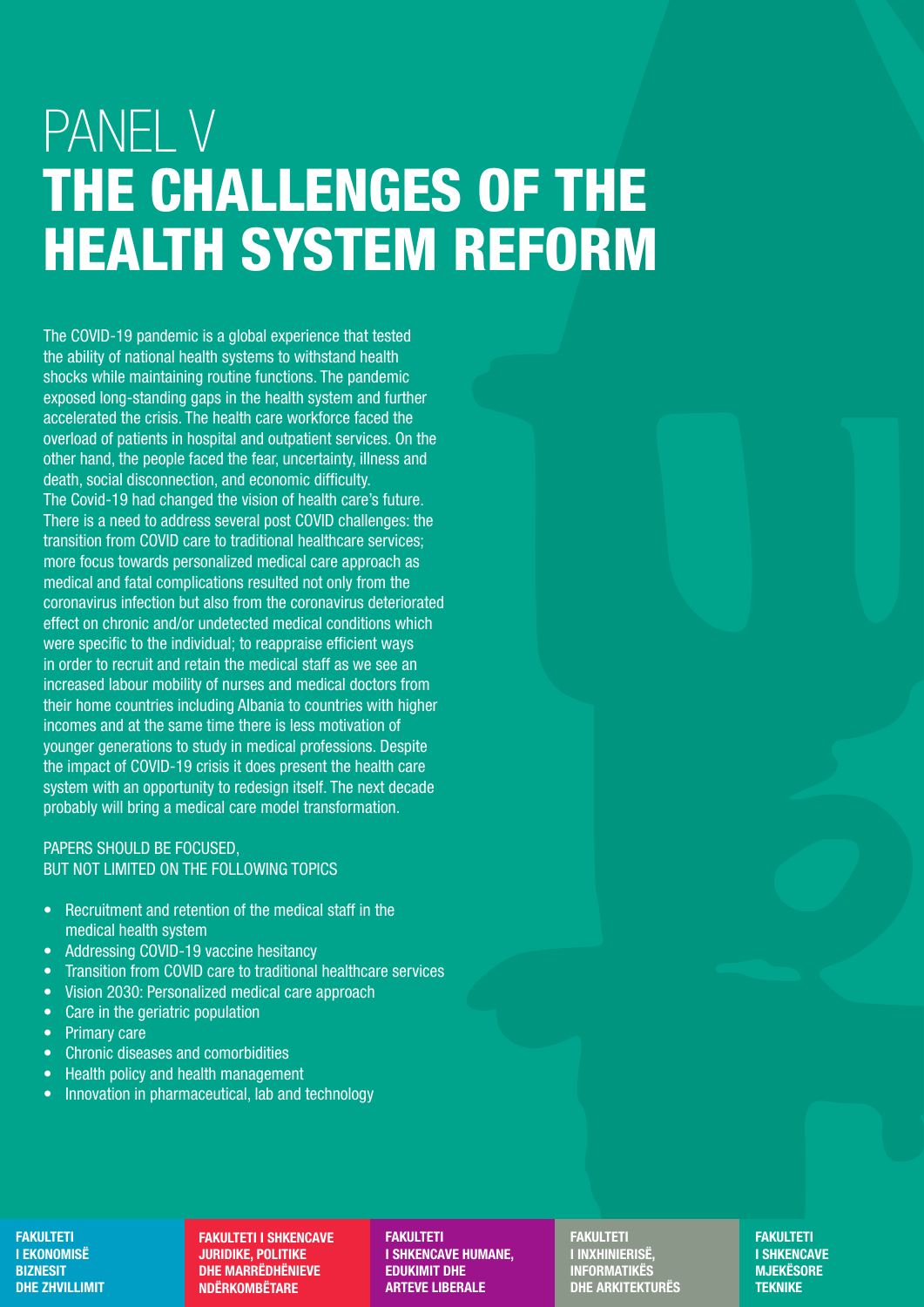# PANEL V
# THE CHALLENGES OF THE HEALTH SYSTEM REFORM

The COVID-19 pandemic is a global experience that tested the ability of national health systems to withstand health shocks while maintaining routine functions. The pandemic exposed long-standing gaps in the health system and further accelerated the crisis. The health care workforce faced the overload of patients in hospital and outpatient services. On the other hand, the people faced the fear, uncertainty, illness and death, social disconnection, and economic difficulty.
The Covid-19 had changed the vision of health care's future. There is a need to address several post COVID challenges: the transition from COVID care to traditional healthcare services; more focus towards personalized medical care approach as medical and fatal complications resulted not only from the coronavirus infection but also from the coronavirus deteriorated effect on chronic and/or undetected medical conditions which were specific to the individual; to reappraise efficient ways in order to recruit and retain the medical staff as we see an increased labour mobility of nurses and medical doctors from their home countries including Albania to countries with higher incomes and at the same time there is less motivation of younger generations to study in medical professions. Despite the impact of COVID-19 crisis it does present the health care system with an opportunity to redesign itself. The next decade probably will bring a medical care model transformation.

PAPERS SHOULD BE FOCUSED,
BUT NOT LIMITED ON THE FOLLOWING TOPICS

- Recruitment and retention of the medical staff in the medical health system
- Addressing COVID-19 vaccine hesitancy
- Transition from COVID care to traditional healthcare services
- Vision 2030: Personalized medical care approach
- Care in the geriatric population
- Primary care
- Chronic diseases and comorbidities
- Health policy and health management
- Innovation in pharmaceutical, lab and technology

**FAKULTETI I EKONOMISË BIZNESIT DHE ZHVILLIMIT**

**FAKULTETI I SHKENCAVE JURIDIKE, POLITIKE DHE MARRËDHËNIEVE NDËRKOMBËTARE**

**FAKULTETI I SHKENCAVE HUMANE, EDUKIMIT DHE ARTEVE LIBERALE**

**FAKULTETI I INXHINIERISË, INFORMATIKËS DHE ARKITEKTURËS**

**FAKULTETI I SHKENCAVE MJEKËSORE TEKNIKE**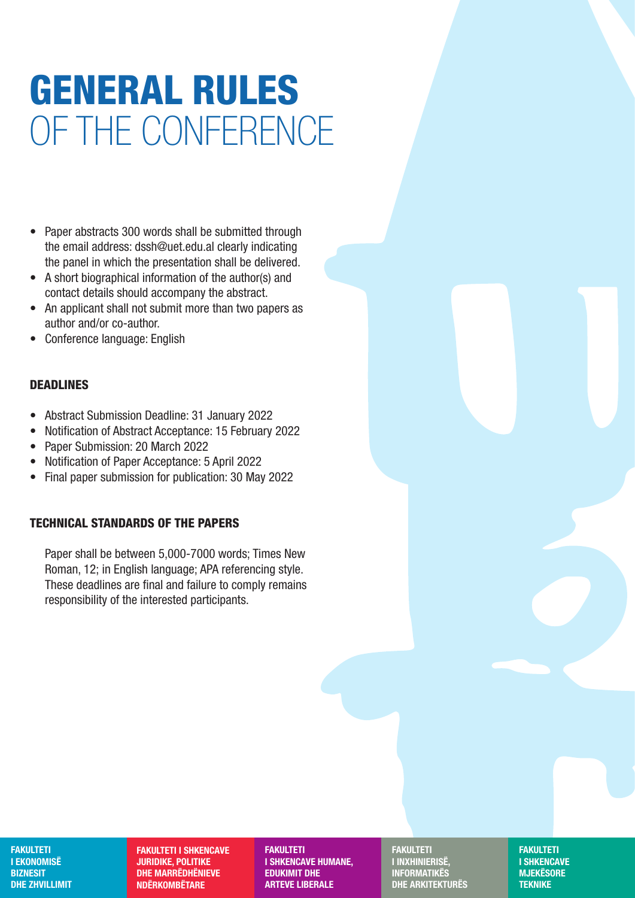# GENERAL RULES OF THE CONFERENCE

- Paper abstracts 300 words shall be submitted through the email address: dssh@uet.edu.al clearly indicating the panel in which the presentation shall be delivered.
- A short biographical information of the author(s) and contact details should accompany the abstract.
- An applicant shall not submit more than two papers as author and/or co-author.
- Conference language: English

### DEADLINES

- Abstract Submission Deadline: 31 January 2022
- Notification of Abstract Acceptance: 15 February 2022
- Paper Submission: 20 March 2022
- Notification of Paper Acceptance: 5 April 2022
- Final paper submission for publication: 30 May 2022

### TECHNICAL STANDARDS OF THE PAPERS

Paper shall be between 5,000-7000 words; Times New Roman, 12; in English language; APA referencing style. These deadlines are final and failure to comply remains responsibility of the interested participants.

**FAKULTETI I EKONOMISË BIZNESIT DHE ZHVILLIMIT**

**FAKULTETI I SHKENCAVE JURIDIKE, POLITIKE DHE MARRËDHËNIEVE NDËRKOMBËTARE**

**FAKULTETI I SHKENCAVE HUMANE, EDUKIMIT DHE ARTEVE LIBERALE**

**FAKULTETI I INXHINIERISË, INFORMATIKËS DHE ARKITEKTURËS**

**FAKULTETI I SHKENCAVE MJEKËSORE TEKNIKE**